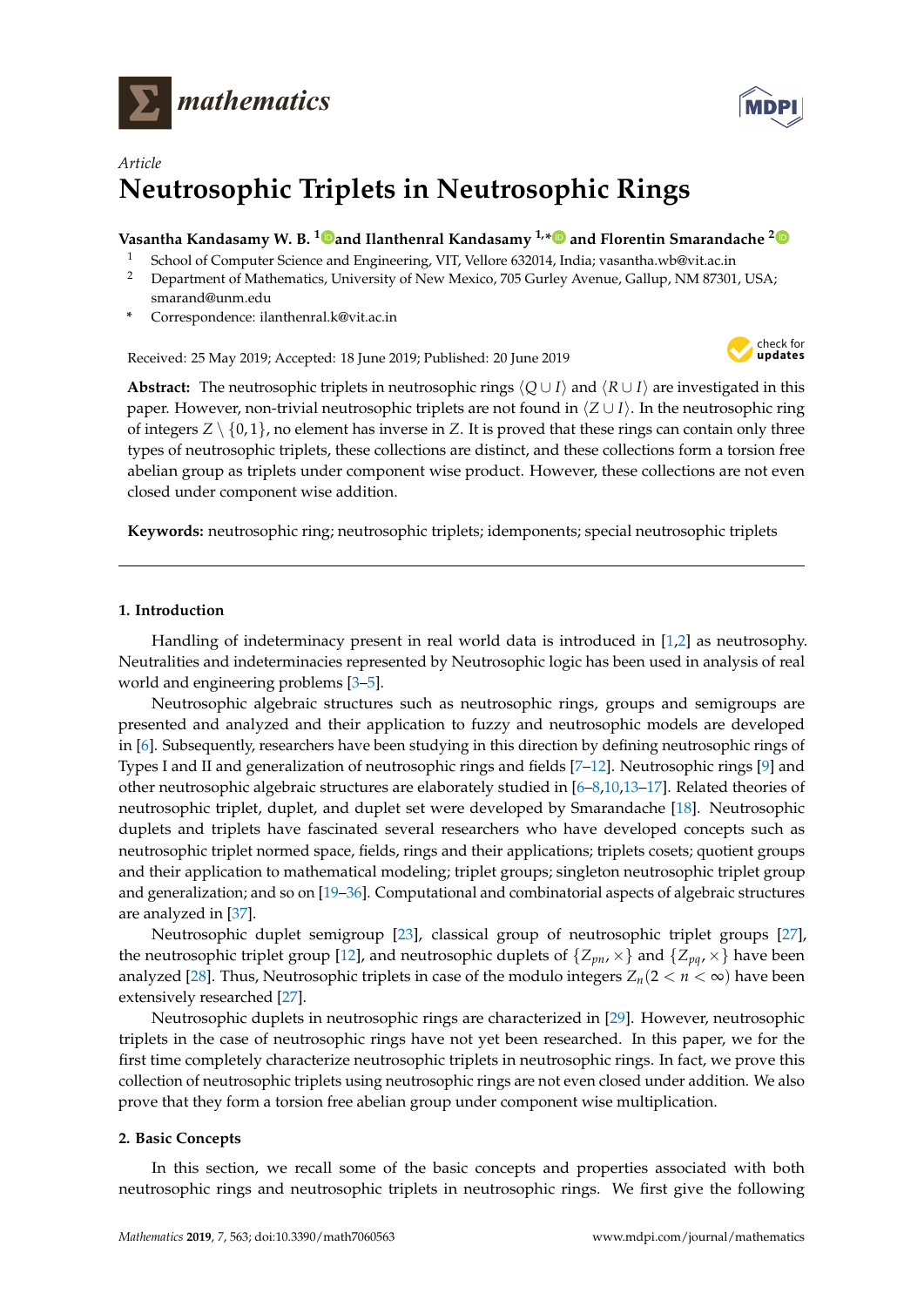*Article*

# Neutrosophic Triplets in Neutrosophic Rings

**Vasantha Kandasamy W. B.** [1] **and Ilanthenral Kandasamy** [1,*] **and Florentin Smarandache** [2]

[1] School of Computer Science and Engineering, VIT, Vellore 632014, India; vasantha.wb@vit.ac.in

[2] Department of Mathematics, University of New Mexico, 705 Gurley Avenue, Gallup, NM 87301, USA; smarand@unm.edu

\* Correspondence: ilanthenral.k@vit.ac.in

Received: 25 May 2019; Accepted: 18 June 2019; Published: 20 June 2019

**Abstract:** The neutrosophic triplets in neutrosophic rings $\langle Q \cup I \rangle$ and $\langle R \cup I \rangle$ are investigated in this paper. However, non-trivial neutrosophic triplets are not found in $\langle Z \cup I \rangle$. In the neutrosophic ring of integers $Z \setminus \{0, 1\}$, no element has inverse in $Z$. It is proved that these rings can contain only three types of neutrosophic triplets, these collections are distinct, and these collections form a torsion free abelian group as triplets under component wise product. However, these collections are not even closed under component wise addition.

**Keywords:** neutrosophic ring; neutrosophic triplets; idemponents; special neutrosophic triplets

## 1. Introduction

Handling of indeterminacy present in real world data is introduced in [1,2] as neutrosophy. Neutralities and indeterminacies represented by Neutrosophic logic has been used in analysis of real world and engineering problems [3–5].

Neutrosophic algebraic structures such as neutrosophic rings, groups and semigroups are presented and analyzed and their application to fuzzy and neutrosophic models are developed in [6]. Subsequently, researchers have been studying in this direction by defining neutrosophic rings of Types I and II and generalization of neutrosophic rings and fields [7–12]. Neutrosophic rings [9] and other neutrosophic algebraic structures are elaborately studied in [6–8,10,13–17]. Related theories of neutrosophic triplet, duplet, and duplet set were developed by Smarandache [18]. Neutrosophic duplets and triplets have fascinated several researchers who have developed concepts such as neutrosophic triplet normed space, fields, rings and their applications; triplets cosets; quotient groups and their application to mathematical modeling; triplet groups; singleton neutrosophic triplet group and generalization; and so on [19–36]. Computational and combinatorial aspects of algebraic structures are analyzed in [37].

Neutrosophic duplet semigroup [23], classical group of neutrosophic triplet groups [27], the neutrosophic triplet group [12], and neutrosophic duplets of $\{Z_{pn}, \times\}$ and $\{Z_{pq}, \times\}$ have been analyzed [28]. Thus, Neutrosophic triplets in case of the modulo integers $Z_n (2 < n < \infty)$ have been extensively researched [27].

Neutrosophic duplets in neutrosophic rings are characterized in [29]. However, neutrosophic triplets in the case of neutrosophic rings have not yet been researched. In this paper, we for the first time completely characterize neutrosophic triplets in neutrosophic rings. In fact, we prove this collection of neutrosophic triplets using neutrosophic rings are not even closed under addition. We also prove that they form a torsion free abelian group under component wise multiplication.

## 2. Basic Concepts

In this section, we recall some of the basic concepts and properties associated with both neutrosophic rings and neutrosophic triplets in neutrosophic rings. We first give the following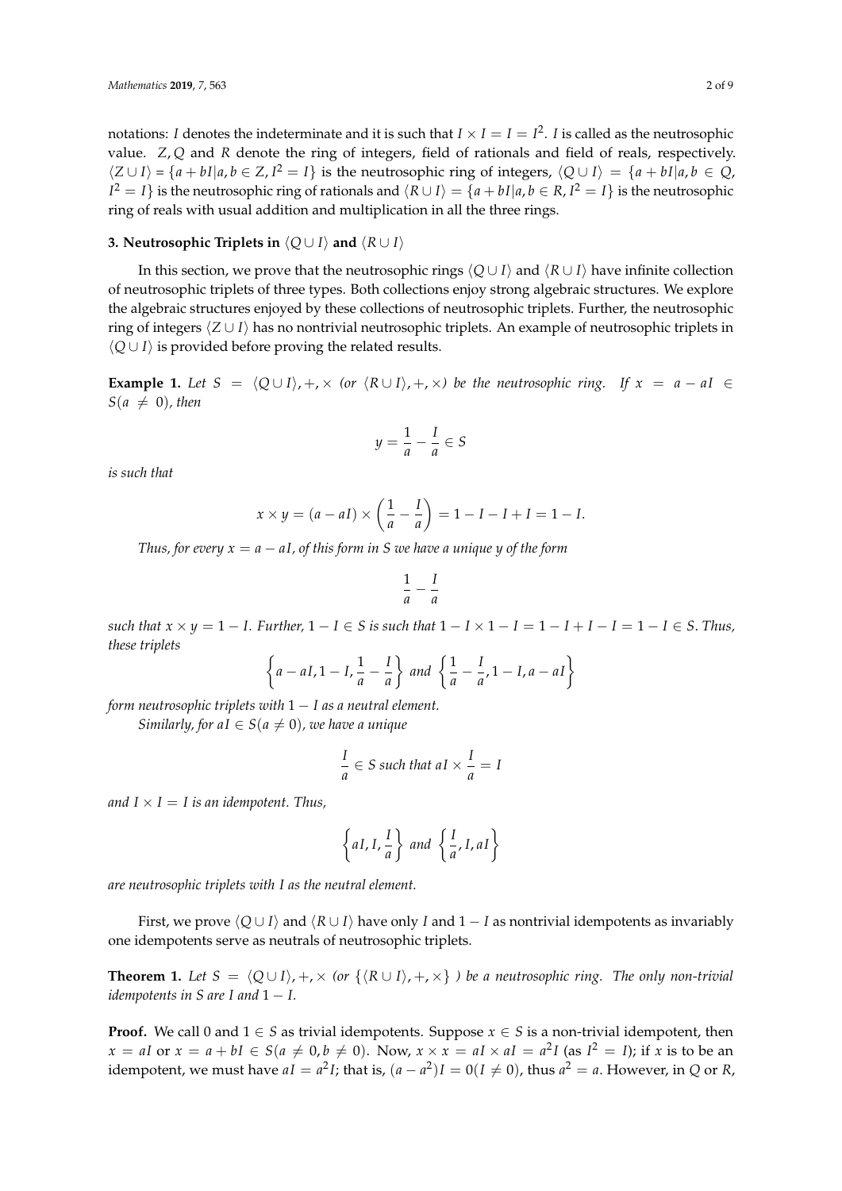notations: $I$ denotes the indeterminate and it is such that $I \times I = I = I^2$. $I$ is called as the neutrosophic value. $Z, Q$ and $R$ denote the ring of integers, field of rationals and field of reals, respectively. $\langle Z \cup I \rangle = \{a + bI | a, b \in Z, I^2 = I\}$ is the neutrosophic ring of integers, $\langle Q \cup I \rangle = \{a + bI | a, b \in Q, I^2 = I\}$ is the neutrosophic ring of rationals and $\langle R \cup I \rangle = \{a + bI | a, b \in R, I^2 = I\}$ is the neutrosophic ring of reals with usual addition and multiplication in all the three rings.

## 3. Neutrosophic Triplets in $\langle Q \cup I \rangle$ and $\langle R \cup I \rangle$

In this section, we prove that the neutrosophic rings $\langle Q \cup I \rangle$ and $\langle R \cup I \rangle$ have infinite collection of neutrosophic triplets of three types. Both collections enjoy strong algebraic structures. We explore the algebraic structures enjoyed by these collections of neutrosophic triplets. Further, the neutrosophic ring of integers $\langle Z \cup I \rangle$ has no nontrivial neutrosophic triplets. An example of neutrosophic triplets in $\langle Q \cup I \rangle$ is provided before proving the related results.

**Example 1.** *Let $S = \langle Q \cup I \rangle, +, \times$ (or $\langle R \cup I \rangle, +, \times$) be the neutrosophic ring. If $x = a - aI \in S (a \neq 0)$, then*

$$y = \frac{1}{a} - \frac{I}{a} \in S$$

*is such that*

$$x \times y = (a - aI) \times \left(\frac{1}{a} - \frac{I}{a}\right) = 1 - I - I + I = 1 - I.$$

*Thus, for every $x = a - aI$, of this form in $S$ we have a unique $y$ of the form*

$$\frac{1}{a} - \frac{I}{a}$$

*such that $x \times y = 1 - I$. Further, $1 - I \in S$ is such that $1 - I \times 1 - I = 1 - I + I - I = 1 - I \in S$. Thus, these triplets*

$$\left\{a - aI, 1 - I, \frac{1}{a} - \frac{I}{a}\right\} \text{ and } \left\{\frac{1}{a} - \frac{I}{a}, 1 - I, a - aI\right\}$$

*form neutrosophic triplets with $1 - I$ as a neutral element.*

*Similarly, for $aI \in S (a \neq 0)$, we have a unique*

$$\frac{I}{a} \in S \text{ such that } aI \times \frac{I}{a} = I$$

*and $I \times I = I$ is an idempotent. Thus,*

$$\left\{aI, I, \frac{I}{a}\right\} \text{ and } \left\{\frac{I}{a}, I, aI\right\}$$

*are neutrosophic triplets with $I$ as the neutral element.*

First, we prove $\langle Q \cup I \rangle$ and $\langle R \cup I \rangle$ have only $I$ and $1 - I$ as nontrivial idempotents as invariably one idempotents serve as neutrals of neutrosophic triplets.

**Theorem 1.** *Let $S = \langle Q \cup I \rangle, +, \times$ (or $\{\langle R \cup I \rangle, +, \times\}$ ) be a neutrosophic ring. The only non-trivial idempotents in $S$ are $I$ and $1 - I$.*

**Proof.** We call 0 and $1 \in S$ as trivial idempotents. Suppose $x \in S$ is a non-trivial idempotent, then $x = aI$ or $x = a + bI \in S (a \neq 0, b \neq 0)$. Now, $x \times x = aI \times aI = a^2 I$ (as $I^2 = I$); if $x$ is to be an idempotent, we must have $aI = a^2 I$; that is, $(a - a^2)I = 0 (I \neq 0)$, thus $a^2 = a$. However, in $Q$ or $R$,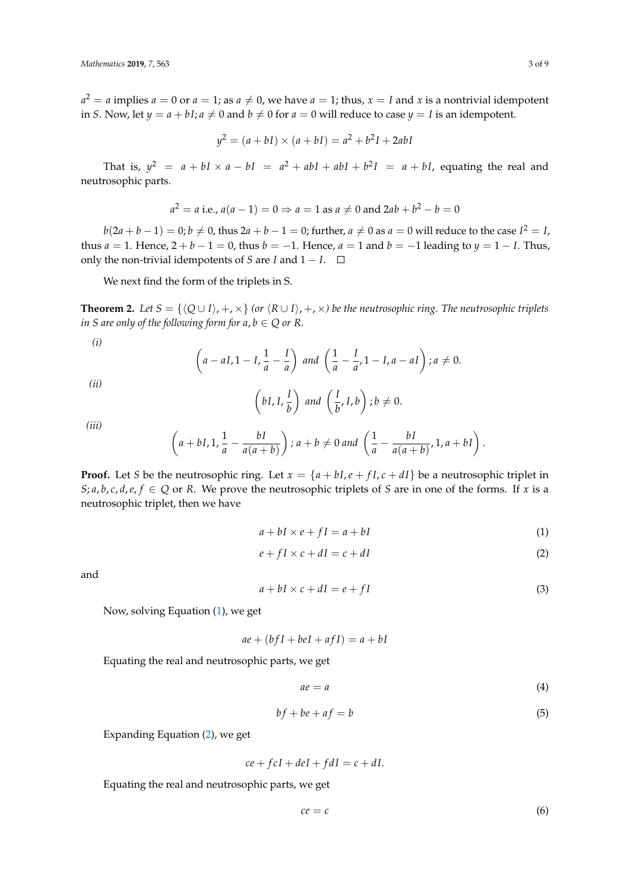$a^2 = a$ implies $a = 0$ or $a = 1$; as $a \neq 0$, we have $a = 1$; thus, $x = I$ and $x$ is a nontrivial idempotent in $S$. Now, let $y = a + bI; a \neq 0$ and $b \neq 0$ for $a = 0$ will reduce to case $y = I$ is an idempotent.

$$y^2 = (a + bI) \times (a + bI) = a^2 + b^2 I + 2abI$$

That is, $y^2 = a + bI \times a - bI = a^2 + abI + abI + b^2 I = a + bI$, equating the real and neutrosophic parts.

$$a^2 = a \text{ i.e., } a(a-1) = 0 \Rightarrow a = 1 \text{ as } a \neq 0 \text{ and } 2ab + b^2 - b = 0$$

$b(2a + b - 1) = 0; b \neq 0$, thus $2a + b - 1 = 0$; further, $a \neq 0$ as $a = 0$ will reduce to the case $I^2 = I$, thus $a = 1$. Hence, $2 + b - 1 = 0$, thus $b = -1$. Hence, $a = 1$ and $b = -1$ leading to $y = 1 - I$. Thus, only the non-trivial idempotents of $S$ are $I$ and $1 - I$. □

We next find the form of the triplets in S.

**Theorem 2.** *Let $S = \{\langle Q \cup I \rangle, +, \times\}$ (or $\langle R \cup I \rangle, +, \times$) be the neutrosophic ring. The neutrosophic triplets in $S$ are only of the following form for $a, b \in Q$ or $R$.*

*(i)*

$$\left(a - aI, 1 - I, \frac{1}{a} - \frac{I}{a}\right) \text{ and } \left(\frac{1}{a} - \frac{I}{a}, 1 - I, a - aI\right); a \neq 0.$$

*(ii)*

$$\left(bI, I, \frac{I}{b}\right) \text{ and } \left(\frac{I}{b}, I, b\right); b \neq 0.$$

*(iii)*

$$\left(a + bI, 1, \frac{1}{a} - \frac{bI}{a(a+b)}\right); a + b \neq 0 \text{ and } \left(\frac{1}{a} - \frac{bI}{a(a+b)}, 1, a + bI\right).$$

**Proof.** Let $S$ be the neutrosophic ring. Let $x = \{a + bI, e + fI, c + dI\}$ be a neutrosophic triplet in $S; a, b, c, d, e, f \in Q$ or $R$. We prove the neutrosophic triplets of $S$ are in one of the forms. If $x$ is a neutrosophic triplet, then we have

$$a + bI \times e + fI = a + bI \tag{1}$$

$$e + fI \times c + dI = c + dI \tag{2}$$

and

$$a + bI \times c + dI = e + fI \tag{3}$$

Now, solving Equation (1), we get

$$ae + (bfI + beI + afI) = a + bI$$

Equating the real and neutrosophic parts, we get

$$ae = a \tag{4}$$

$$bf + be + af = b \tag{5}$$

Expanding Equation (2), we get

$$ce + fcI + deI + fdI = c + dI.$$

Equating the real and neutrosophic parts, we get

$$ce = c \tag{6}$$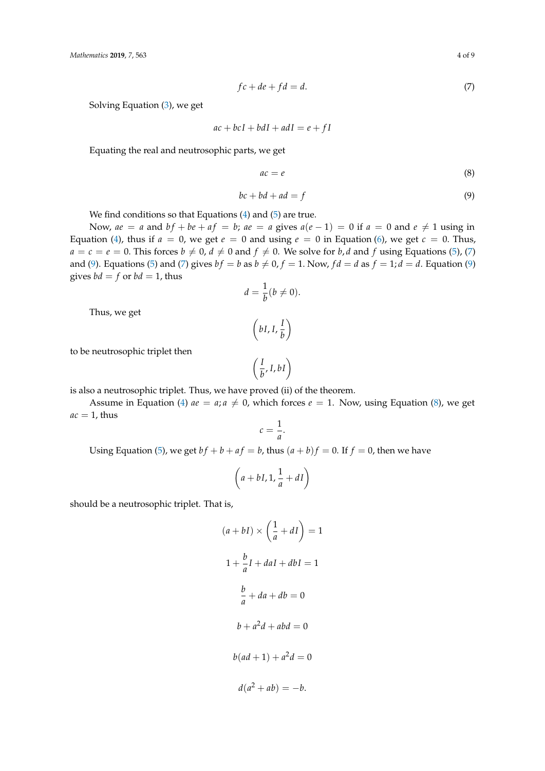$$fc + de + fd = d. \tag{7}$$

Solving Equation (3), we get

$$ac + bcI + bdI + adI = e + fI$$

Equating the real and neutrosophic parts, we get

$$ac = e \tag{8}$$

$$bc + bd + ad = f \tag{9}$$

We find conditions so that Equations (4) and (5) are true.

Now, $ae = a$ and $bf + be + af = b$; $ae = a$ gives $a(e-1) = 0$ if $a = 0$ and $e \neq 1$ using in Equation (4), thus if $a = 0$, we get $e = 0$ and using $e = 0$ in Equation (6), we get $c = 0$. Thus, $a = c = e = 0$. This forces $b \neq 0$, $d \neq 0$ and $f \neq 0$. We solve for $b, d$ and $f$ using Equations (5), (7) and (9). Equations (5) and (7) gives $bf = b$ as $b \neq 0, f = 1$. Now, $fd = d$ as $f = 1; d = d$. Equation (9) gives $bd = f$ or $bd = 1$, thus

$$d = \frac{1}{b}(b \neq 0).$$

Thus, we get

$$\left(bI, I, \frac{I}{b}\right)$$

to be neutrosophic triplet then

$$\left(\frac{I}{b}, I, bI\right)$$

is also a neutrosophic triplet. Thus, we have proved (ii) of the theorem.

Assume in Equation (4) $ae = a; a \neq 0$, which forces $e = 1$. Now, using Equation (8), we get $ac = 1$, thus

$$c = \frac{1}{a}.$$

Using Equation (5), we get $bf + b + af = b$, thus $(a + b)f = 0$. If $f = 0$, then we have

$$\left(a + bI, 1, \frac{1}{a} + dI\right)$$

should be a neutrosophic triplet. That is,

$$(a + bI) \times \left(\frac{1}{a} + dI\right) = 1$$

$$1 + \frac{b}{a}I + daI + dbI = 1$$

$$\frac{b}{a} + da + db = 0$$

$$b + a^2 d + abd = 0$$

$$b(ad + 1) + a^2 d = 0$$

$$d(a^2 + ab) = -b.$$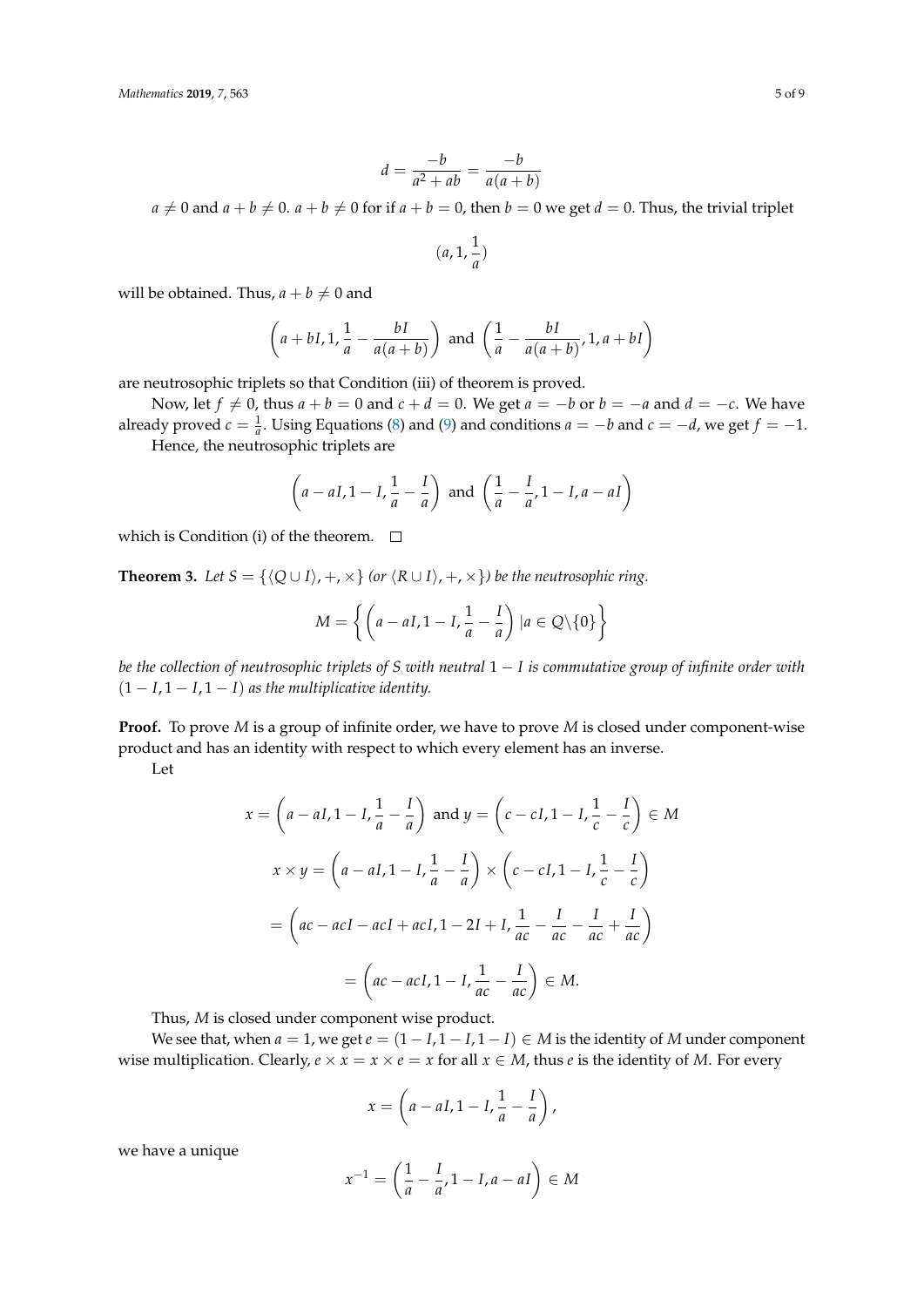$$d = \frac{-b}{a^2 + ab} = \frac{-b}{a(a+b)}$$

$a \neq 0$ and $a + b \neq 0$. $a + b \neq 0$ for if $a + b = 0$, then $b = 0$ we get $d = 0$. Thus, the trivial triplet

$$(a, 1, \frac{1}{a})$$

will be obtained. Thus, $a + b \neq 0$ and

$$\left(a + bI, 1, \frac{1}{a} - \frac{bI}{a(a+b)}\right) \text{ and } \left(\frac{1}{a} - \frac{bI}{a(a+b)}, 1, a + bI\right)$$

are neutrosophic triplets so that Condition (iii) of theorem is proved.

Now, let $f \neq 0$, thus $a + b = 0$ and $c + d = 0$. We get $a = -b$ or $b = -a$ and $d = -c$. We have already proved $c = \frac{1}{a}$. Using Equations (8) and (9) and conditions $a = -b$ and $c = -d$, we get $f = -1$.

Hence, the neutrosophic triplets are

$$\left(a - aI, 1 - I, \frac{1}{a} - \frac{I}{a}\right) \text{ and } \left(\frac{1}{a} - \frac{I}{a}, 1 - I, a - aI\right)$$

which is Condition (i) of the theorem. □

**Theorem 3.** *Let $S = \{\langle Q \cup I \rangle, +, \times\}$ (or $\langle R \cup I \rangle, +, \times\}$) be the neutrosophic ring.*

$$M = \left\{ \left(a - aI, 1 - I, \frac{1}{a} - \frac{I}{a}\right) | a \in Q \backslash \{0\} \right\}$$

*be the collection of neutrosophic triplets of $S$ with neutral $1 - I$ is commutative group of infinite order with $(1 - I, 1 - I, 1 - I)$ as the multiplicative identity.*

**Proof.** To prove $M$ is a group of infinite order, we have to prove $M$ is closed under component-wise product and has an identity with respect to which every element has an inverse.

Let

$$x = \left(a - aI, 1 - I, \frac{1}{a} - \frac{I}{a}\right) \text{ and } y = \left(c - cI, 1 - I, \frac{1}{c} - \frac{I}{c}\right) \in M$$

$$x \times y = \left(a - aI, 1 - I, \frac{1}{a} - \frac{I}{a}\right) \times \left(c - cI, 1 - I, \frac{1}{c} - \frac{I}{c}\right)$$

$$= \left(ac - acI - acI + acI, 1 - 2I + I, \frac{1}{ac} - \frac{I}{ac} - \frac{I}{ac} + \frac{I}{ac}\right)$$

$$= \left(ac - acI, 1 - I, \frac{1}{ac} - \frac{I}{ac}\right) \in M.$$

Thus, $M$ is closed under component wise product.

We see that, when $a = 1$, we get $e = (1 - I, 1 - I, 1 - I) \in M$ is the identity of $M$ under component wise multiplication. Clearly, $e \times x = x \times e = x$ for all $x \in M$, thus $e$ is the identity of $M$. For every

$$x = \left(a - aI, 1 - I, \frac{1}{a} - \frac{I}{a}\right),$$

we have a unique

$$x^{-1} = \left(\frac{1}{a} - \frac{I}{a}, 1 - I, a - aI\right) \in M$$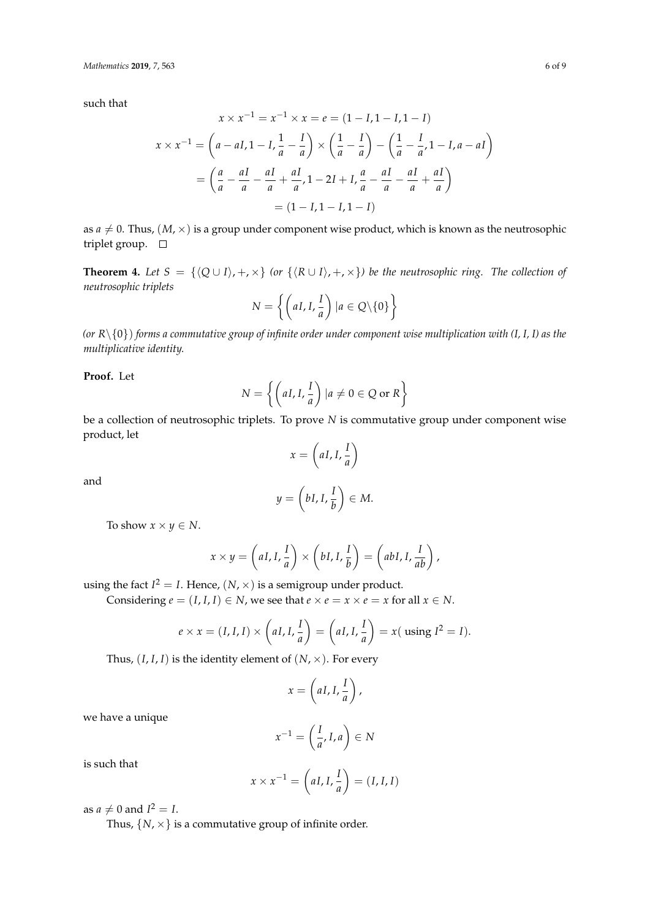such that

$$x \times x^{-1} = x^{-1} \times x = e = (1 - I, 1 - I, 1 - I)$$

$$x \times x^{-1} = \left(a - aI, 1 - I, \frac{1}{a} - \frac{I}{a}\right) \times \left(\frac{1}{a} - \frac{I}{a}\right) - \left(\frac{1}{a} - \frac{I}{a}, 1 - I, a - aI\right)$$

$$= \left(\frac{a}{a} - \frac{aI}{a} - \frac{aI}{a} + \frac{aI}{a}, 1 - 2I + I, \frac{a}{a} - \frac{aI}{a} - \frac{aI}{a} + \frac{aI}{a}\right)$$

$$= (1 - I, 1 - I, 1 - I)$$

as $a \neq 0$. Thus, $(M, \times)$ is a group under component wise product, which is known as the neutrosophic triplet group. □

**Theorem 4.** *Let $S = \{\langle Q \cup I \rangle, +, \times\}$ (or $\{\langle R \cup I \rangle, +, \times\}$) be the neutrosophic ring. The collection of neutrosophic triplets*

$$N = \left\{ \left(aI, I, \frac{I}{a}\right) | a \in Q \backslash \{0\} \right\}$$

*(or $R \backslash \{0\}$) forms a commutative group of infinite order under component wise multiplication with (I, I, I) as the multiplicative identity.*

**Proof.** Let

$$N = \left\{ \left(aI, I, \frac{I}{a}\right) | a \neq 0 \in Q \text{ or } R \right\}$$

be a collection of neutrosophic triplets. To prove $N$ is commutative group under component wise product, let

$$x = \left(aI, I, \frac{I}{a}\right)$$

and

$$y = \left(bI, I, \frac{I}{b}\right) \in M.$$

To show $x \times y \in N$.

$$x \times y = \left(aI, I, \frac{I}{a}\right) \times \left(bI, I, \frac{I}{b}\right) = \left(abI, I, \frac{I}{ab}\right),$$

using the fact $I^2 = I$. Hence, $(N, \times)$ is a semigroup under product.

Considering $e = (I, I, I) \in N$, we see that $e \times e = x \times e = x$ for all $x \in N$.

$$e \times x = (I, I, I) \times \left(aI, I, \frac{I}{a}\right) = \left(aI, I, \frac{I}{a}\right) = x(\text{ using } I^2 = I).$$

Thus, $(I, I, I)$ is the identity element of $(N, \times)$. For every

$$x = \left(aI, I, \frac{I}{a}\right),$$

we have a unique

$$x^{-1} = \left(\frac{I}{a}, I, a\right) \in N$$

is such that

$$x \times x^{-1} = \left(aI, I, \frac{I}{a}\right) = (I, I, I)$$

as $a \neq 0$ and $I^2 = I$.

Thus, $\{N, \times\}$ is a commutative group of infinite order.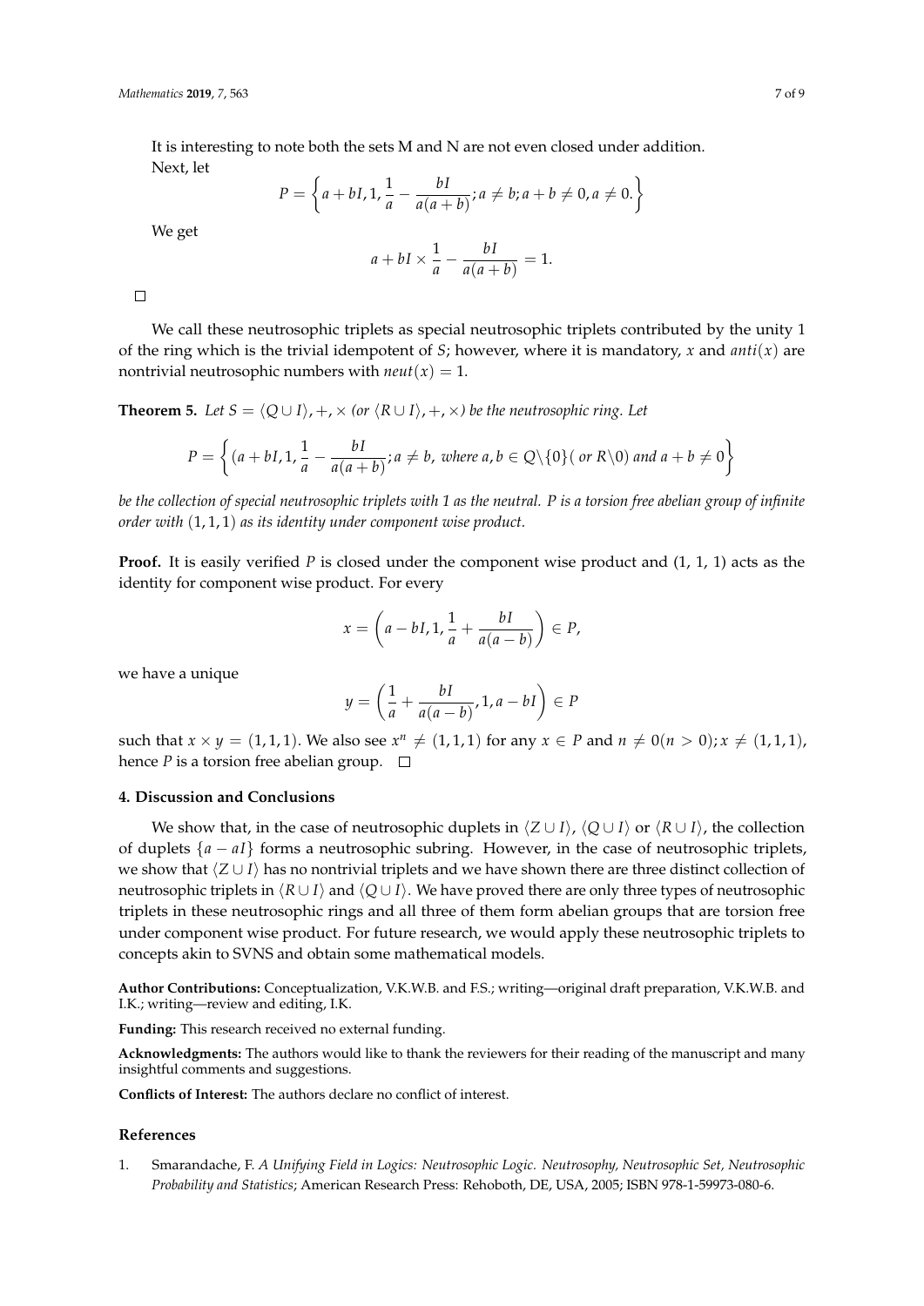It is interesting to note both the sets M and N are not even closed under addition.

Next, let

$$P = \left\{ a + bI, 1, \frac{1}{a} - \frac{bI}{a(a+b)}; a \neq b; a + b \neq 0, a \neq 0. \right\}$$

We get

$$a + bI \times \frac{1}{a} - \frac{bI}{a(a+b)} = 1.$$

□

We call these neutrosophic triplets as special neutrosophic triplets contributed by the unity 1 of the ring which is the trivial idempotent of $S$; however, where it is mandatory, $x$ and $anti(x)$ are nontrivial neutrosophic numbers with $neut(x) = 1$.

**Theorem 5.** *Let $S = \langle Q \cup I \rangle, +, \times$ (or $\langle R \cup I \rangle, +, \times$) be the neutrosophic ring. Let*

$$P = \left\{ (a + bI, 1, \frac{1}{a} - \frac{bI}{a(a+b)}; a \neq b, \text{ where } a, b \in Q \backslash \{0\} (\text{ or } R \backslash 0) \text{ and } a + b \neq 0 \right\}$$

*be the collection of special neutrosophic triplets with 1 as the neutral. P is a torsion free abelian group of infinite order with $(1, 1, 1)$ as its identity under component wise product.*

**Proof.** It is easily verified $P$ is closed under the component wise product and (1, 1, 1) acts as the identity for component wise product. For every

$$x = \left( a - bI, 1, \frac{1}{a} + \frac{bI}{a(a-b)} \right) \in P,$$

we have a unique

$$y = \left( \frac{1}{a} + \frac{bI}{a(a-b)}, 1, a - bI \right) \in P$$

such that $x \times y = (1, 1, 1)$. We also see $x^n \neq (1, 1, 1)$ for any $x \in P$ and $n \neq 0 (n > 0); x \neq (1, 1, 1)$, hence $P$ is a torsion free abelian group. □

## 4. Discussion and Conclusions

We show that, in the case of neutrosophic duplets in $\langle Z \cup I \rangle$, $\langle Q \cup I \rangle$ or $\langle R \cup I \rangle$, the collection of duplets $\{a - aI\}$ forms a neutrosophic subring. However, in the case of neutrosophic triplets, we show that $\langle Z \cup I \rangle$ has no nontrivial triplets and we have shown there are three distinct collection of neutrosophic triplets in $\langle R \cup I \rangle$ and $\langle Q \cup I \rangle$. We have proved there are only three types of neutrosophic triplets in these neutrosophic rings and all three of them form abelian groups that are torsion free under component wise product. For future research, we would apply these neutrosophic triplets to concepts akin to SVNS and obtain some mathematical models.

**Author Contributions:** Conceptualization, V.K.W.B. and F.S.; writing—original draft preparation, V.K.W.B. and I.K.; writing—review and editing, I.K.

**Funding:** This research received no external funding.

**Acknowledgments:** The authors would like to thank the reviewers for their reading of the manuscript and many insightful comments and suggestions.

**Conflicts of Interest:** The authors declare no conflict of interest.

## References

1. Smarandache, F. *A Unifying Field in Logics: Neutrosophic Logic. Neutrosophy, Neutrosophic Set, Neutrosophic Probability and Statistics*; American Research Press: Rehoboth, DE, USA, 2005; ISBN 978-1-59973-080-6.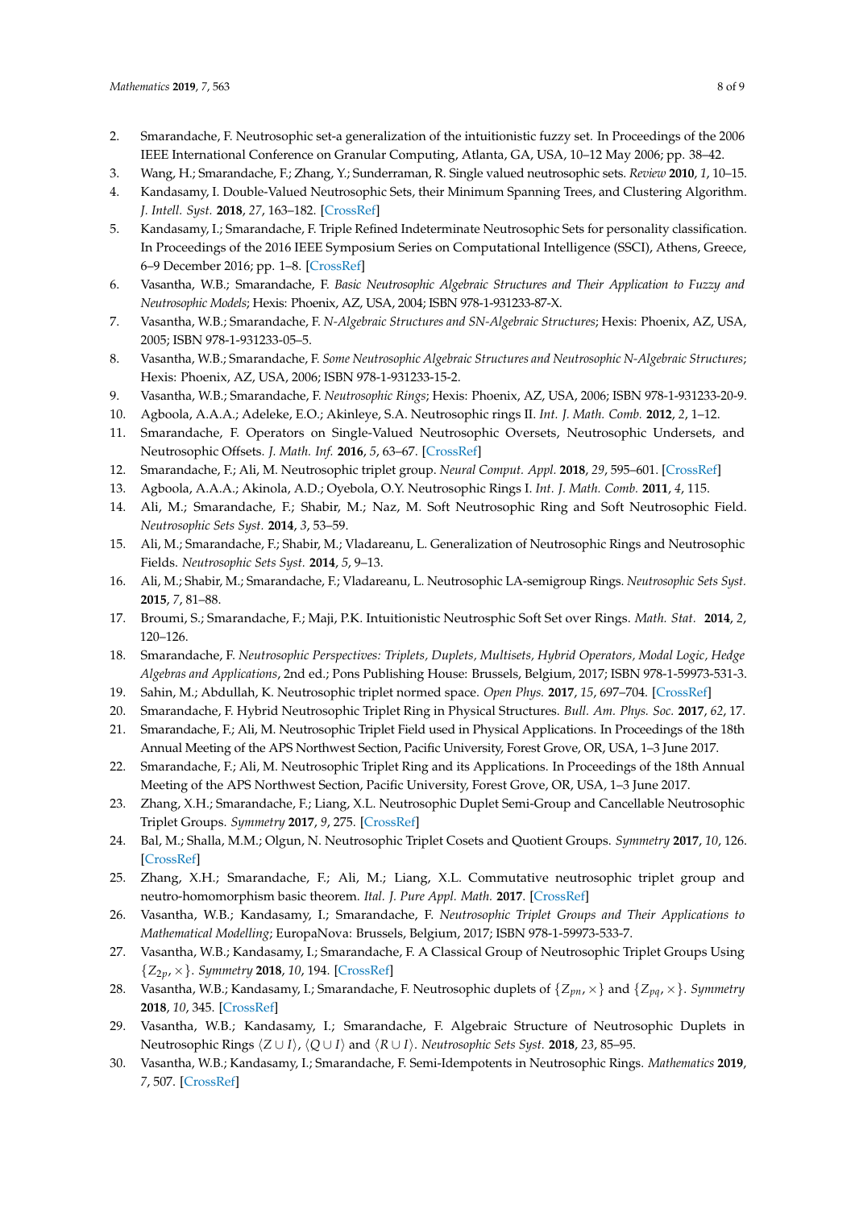2. Smarandache, F. Neutrosophic set-a generalization of the intuitionistic fuzzy set. In Proceedings of the 2006 IEEE International Conference on Granular Computing, Atlanta, GA, USA, 10–12 May 2006; pp. 38–42.
3. Wang, H.; Smarandache, F.; Zhang, Y.; Sunderraman, R. Single valued neutrosophic sets. *Review* **2010**, *1*, 10–15.
4. Kandasamy, I. Double-Valued Neutrosophic Sets, their Minimum Spanning Trees, and Clustering Algorithm. *J. Intell. Syst.* **2018**, *27*, 163–182. [CrossRef]
5. Kandasamy, I.; Smarandache, F. Triple Refined Indeterminate Neutrosophic Sets for personality classification. In Proceedings of the 2016 IEEE Symposium Series on Computational Intelligence (SSCI), Athens, Greece, 6–9 December 2016; pp. 1–8. [CrossRef]
6. Vasantha, W.B.; Smarandache, F. *Basic Neutrosophic Algebraic Structures and Their Application to Fuzzy and Neutrosophic Models*; Hexis: Phoenix, AZ, USA, 2004; ISBN 978-1-931233-87-X.
7. Vasantha, W.B.; Smarandache, F. *N-Algebraic Structures and SN-Algebraic Structures*; Hexis: Phoenix, AZ, USA, 2005; ISBN 978-1-931233-05-5.
8. Vasantha, W.B.; Smarandache, F. *Some Neutrosophic Algebraic Structures and Neutrosophic N-Algebraic Structures*; Hexis: Phoenix, AZ, USA, 2006; ISBN 978-1-931233-15-2.
9. Vasantha, W.B.; Smarandache, F. *Neutrosophic Rings*; Hexis: Phoenix, AZ, USA, 2006; ISBN 978-1-931233-20-9.
10. Agboola, A.A.A.; Adeleke, E.O.; Akinleye, S.A. Neutrosophic rings II. *Int. J. Math. Comb.* **2012**, *2*, 1–12.
11. Smarandache, F. Operators on Single-Valued Neutrosophic Oversets, Neutrosophic Undersets, and Neutrosophic Offsets. *J. Math. Inf.* **2016**, *5*, 63–67. [CrossRef]
12. Smarandache, F.; Ali, M. Neutrosophic triplet group. *Neural Comput. Appl.* **2018**, *29*, 595–601. [CrossRef]
13. Agboola, A.A.A.; Akinola, A.D.; Oyebola, O.Y. Neutrosophic Rings I. *Int. J. Math. Comb.* **2011**, *4*, 115.
14. Ali, M.; Smarandache, F.; Shabir, M.; Naz, M. Soft Neutrosophic Ring and Soft Neutrosophic Field. *Neutrosophic Sets Syst.* **2014**, *3*, 53–59.
15. Ali, M.; Smarandache, F.; Shabir, M.; Vladareanu, L. Generalization of Neutrosophic Rings and Neutrosophic Fields. *Neutrosophic Sets Syst.* **2014**, *5*, 9–13.
16. Ali, M.; Shabir, M.; Smarandache, F.; Vladareanu, L. Neutrosophic LA-semigroup Rings. *Neutrosophic Sets Syst.* **2015**, *7*, 81–88.
17. Broumi, S.; Smarandache, F.; Maji, P.K. Intuitionistic Neutrosphic Soft Set over Rings. *Math. Stat.* **2014**, *2*, 120–126.
18. Smarandache, F. *Neutrosophic Perspectives: Triplets, Duplets, Multisets, Hybrid Operators, Modal Logic, Hedge Algebras and Applications*, 2nd ed.; Pons Publishing House: Brussels, Belgium, 2017; ISBN 978-1-59973-531-3.
19. Sahin, M.; Abdullah, K. Neutrosophic triplet normed space. *Open Phys.* **2017**, *15*, 697–704. [CrossRef]
20. Smarandache, F. Hybrid Neutrosophic Triplet Ring in Physical Structures. *Bull. Am. Phys. Soc.* **2017**, *62*, 17.
21. Smarandache, F.; Ali, M. Neutrosophic Triplet Field used in Physical Applications. In Proceedings of the 18th Annual Meeting of the APS Northwest Section, Pacific University, Forest Grove, OR, USA, 1–3 June 2017.
22. Smarandache, F.; Ali, M. Neutrosophic Triplet Ring and its Applications. In Proceedings of the 18th Annual Meeting of the APS Northwest Section, Pacific University, Forest Grove, OR, USA, 1–3 June 2017.
23. Zhang, X.H.; Smarandache, F.; Liang, X.L. Neutrosophic Duplet Semi-Group and Cancellable Neutrosophic Triplet Groups. *Symmetry* **2017**, *9*, 275. [CrossRef]
24. Bal, M.; Shalla, M.M.; Olgun, N. Neutrosophic Triplet Cosets and Quotient Groups. *Symmetry* **2017**, *10*, 126. [CrossRef]
25. Zhang, X.H.; Smarandache, F.; Ali, M.; Liang, X.L. Commutative neutrosophic triplet group and neutro-homomorphism basic theorem. *Ital. J. Pure Appl. Math.* **2017**. [CrossRef]
26. Vasantha, W.B.; Kandasamy, I.; Smarandache, F. *Neutrosophic Triplet Groups and Their Applications to Mathematical Modelling*; EuropaNova: Brussels, Belgium, 2017; ISBN 978-1-59973-533-7.
27. Vasantha, W.B.; Kandasamy, I.; Smarandache, F. A Classical Group of Neutrosophic Triplet Groups Using $\{Z_{2p}, \times\}$. *Symmetry* **2018**, *10*, 194. [CrossRef]
28. Vasantha, W.B.; Kandasamy, I.; Smarandache, F. Neutrosophic duplets of $\{Z_{pn}, \times\}$ and $\{Z_{pq}, \times\}$. *Symmetry* **2018**, *10*, 345. [CrossRef]
29. Vasantha, W.B.; Kandasamy, I.; Smarandache, F. Algebraic Structure of Neutrosophic Duplets in Neutrosophic Rings $\langle Z \cup I \rangle$, $\langle Q \cup I \rangle$ and $\langle R \cup I \rangle$. *Neutrosophic Sets Syst.* **2018**, *23*, 85–95.
30. Vasantha, W.B.; Kandasamy, I.; Smarandache, F. Semi-Idempotents in Neutrosophic Rings. *Mathematics* **2019**, *7*, 507. [CrossRef]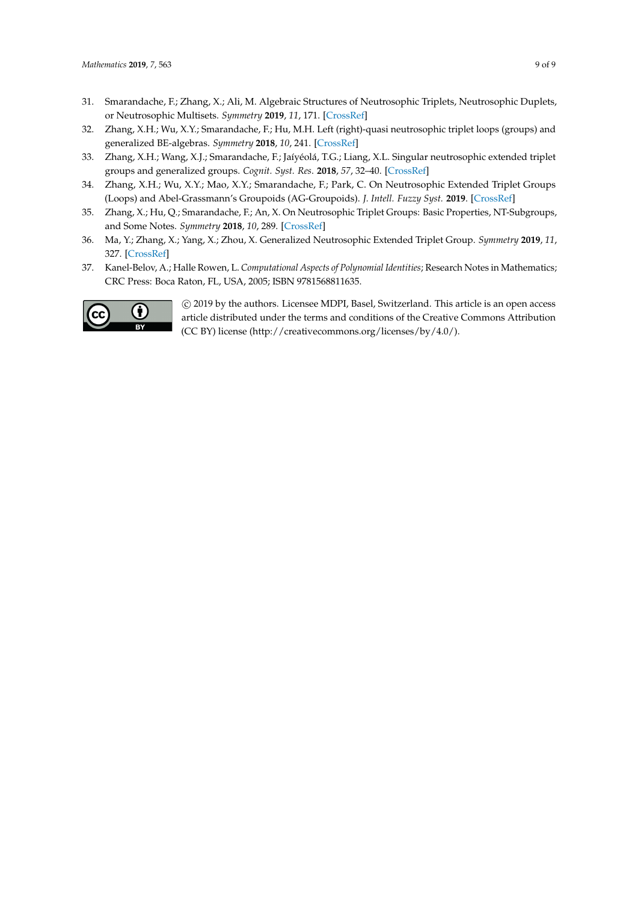31. Smarandache, F.; Zhang, X.; Ali, M. Algebraic Structures of Neutrosophic Triplets, Neutrosophic Duplets, or Neutrosophic Multisets. *Symmetry* **2019**, *11*, 171. [CrossRef]
32. Zhang, X.H.; Wu, X.Y.; Smarandache, F.; Hu, M.H. Left (right)-quasi neutrosophic triplet loops (groups) and generalized BE-algebras. *Symmetry* **2018**, *10*, 241. [CrossRef]
33. Zhang, X.H.; Wang, X.J.; Smarandache, F.; Jaíyéolá, T.G.; Liang, X.L. Singular neutrosophic extended triplet groups and generalized groups. *Cognit. Syst. Res.* **2018**, *57*, 32–40. [CrossRef]
34. Zhang, X.H.; Wu, X.Y.; Mao, X.Y.; Smarandache, F.; Park, C. On Neutrosophic Extended Triplet Groups (Loops) and Abel-Grassmann's Groupoids (AG-Groupoids). *J. Intell. Fuzzy Syst.* **2019**. [CrossRef]
35. Zhang, X.; Hu, Q.; Smarandache, F.; An, X. On Neutrosophic Triplet Groups: Basic Properties, NT-Subgroups, and Some Notes. *Symmetry* **2018**, *10*, 289. [CrossRef]
36. Ma, Y.; Zhang, X.; Yang, X.; Zhou, X. Generalized Neutrosophic Extended Triplet Group. *Symmetry* **2019**, *11*, 327. [CrossRef]
37. Kanel-Belov, A.; Halle Rowen, L. *Computational Aspects of Polynomial Identities*; Research Notes in Mathematics; CRC Press: Boca Raton, FL, USA, 2005; ISBN 9781568811635.

© 2019 by the authors. Licensee MDPI, Basel, Switzerland. This article is an open access article distributed under the terms and conditions of the Creative Commons Attribution (CC BY) license (http://creativecommons.org/licenses/by/4.0/).